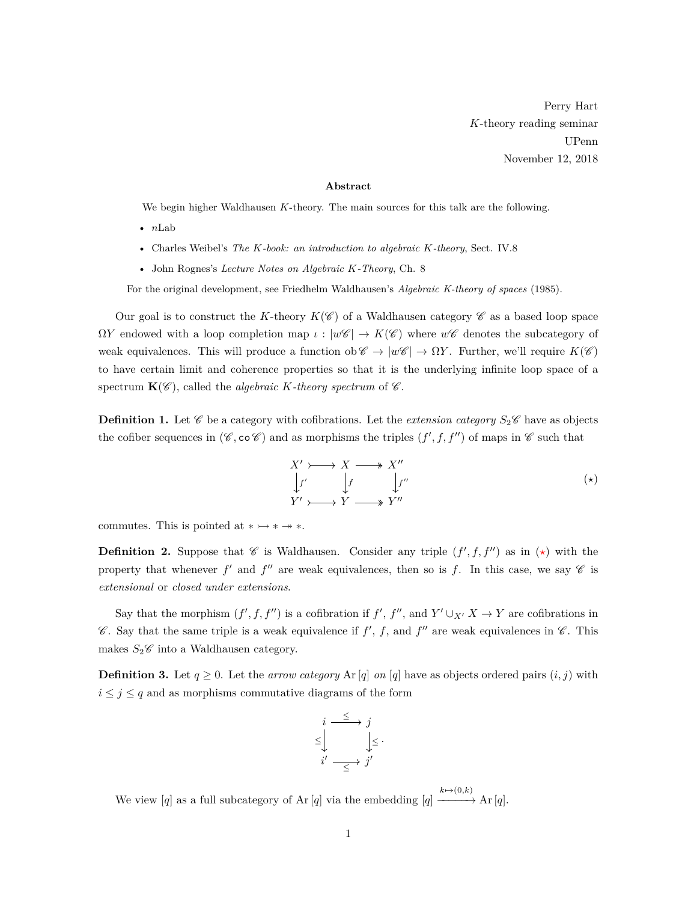Perry Hart
$K$-theory reading seminar
UPenn
November 12, 2018

**Abstract**

We begin higher Waldhausen $K$-theory. The main sources for this talk are the following.

- $n$Lab
- Charles Weibel's *The K-book: an introduction to algebraic K-theory*, Sect. IV.8
- John Rognes's *Lecture Notes on Algebraic K-Theory*, Ch. 8

For the original development, see Friedhelm Waldhausen's *Algebraic K-theory of spaces* (1985).

Our goal is to construct the $K$-theory $K(\mathscr{C})$ of a Waldhausen category $\mathscr{C}$ as a based loop space $\Omega Y$ endowed with a loop completion map $\iota : |w\mathscr{C}| \to K(\mathscr{C})$ where $w\mathscr{C}$ denotes the subcategory of weak equivalences. This will produce a function $\operatorname{ob}\mathscr{C} \to |w\mathscr{C}| \to \Omega Y$. Further, we'll require $K(\mathscr{C})$ to have certain limit and coherence properties so that it is the underlying infinite loop space of a spectrum $\mathbf{K}(\mathscr{C})$, called the *algebraic K-theory spectrum* of $\mathscr{C}$.

**Definition 1.** Let $\mathscr{C}$ be a category with cofibrations. Let the *extension category* $S_2\mathscr{C}$ have as objects the cofiber sequences in $(\mathscr{C}, \mathsf{co}\,\mathscr{C})$ and as morphisms the triples $(f', f, f'')$ of maps in $\mathscr{C}$ such that

$$\begin{array}{ccccc} X' & \rightarrowtail & X & \twoheadrightarrow & X'' \\ \downarrow{\scriptstyle f'} & & \downarrow{\scriptstyle f} & & \downarrow{\scriptstyle f''} \\ Y' & \rightarrowtail & Y & \twoheadrightarrow & Y'' \end{array} \qquad (\star)$$

commutes. This is pointed at $* \rightarrowtail * \twoheadrightarrow *$.

**Definition 2.** Suppose that $\mathscr{C}$ is Waldhausen. Consider any triple $(f', f, f'')$ as in $(\star)$ with the property that whenever $f'$ and $f''$ are weak equivalences, then so is $f$. In this case, we say $\mathscr{C}$ is *extensional* or *closed under extensions*.

Say that the morphism $(f', f, f'')$ is a cofibration if $f'$, $f''$, and $Y' \cup_{X'} X \to Y$ are cofibrations in $\mathscr{C}$. Say that the same triple is a weak equivalence if $f'$, $f$, and $f''$ are weak equivalences in $\mathscr{C}$. This makes $S_2\mathscr{C}$ into a Waldhausen category.

**Definition 3.** Let $q \geq 0$. Let the *arrow category* $\operatorname{Ar}[q]$ *on* $[q]$ have as objects ordered pairs $(i, j)$ with $i \leq j \leq q$ and as morphisms commutative diagrams of the form

$$\begin{array}{ccc} i & \xrightarrow{\leq} & j \\ {\scriptstyle\leq}\downarrow & & \downarrow{\scriptstyle\leq} \\ i' & \xrightarrow[\leq]{} & j' \end{array}.$$

We view $[q]$ as a full subcategory of $\operatorname{Ar}[q]$ via the embedding $[q] \xrightarrow{k \mapsto (0,k)} \operatorname{Ar}[q]$.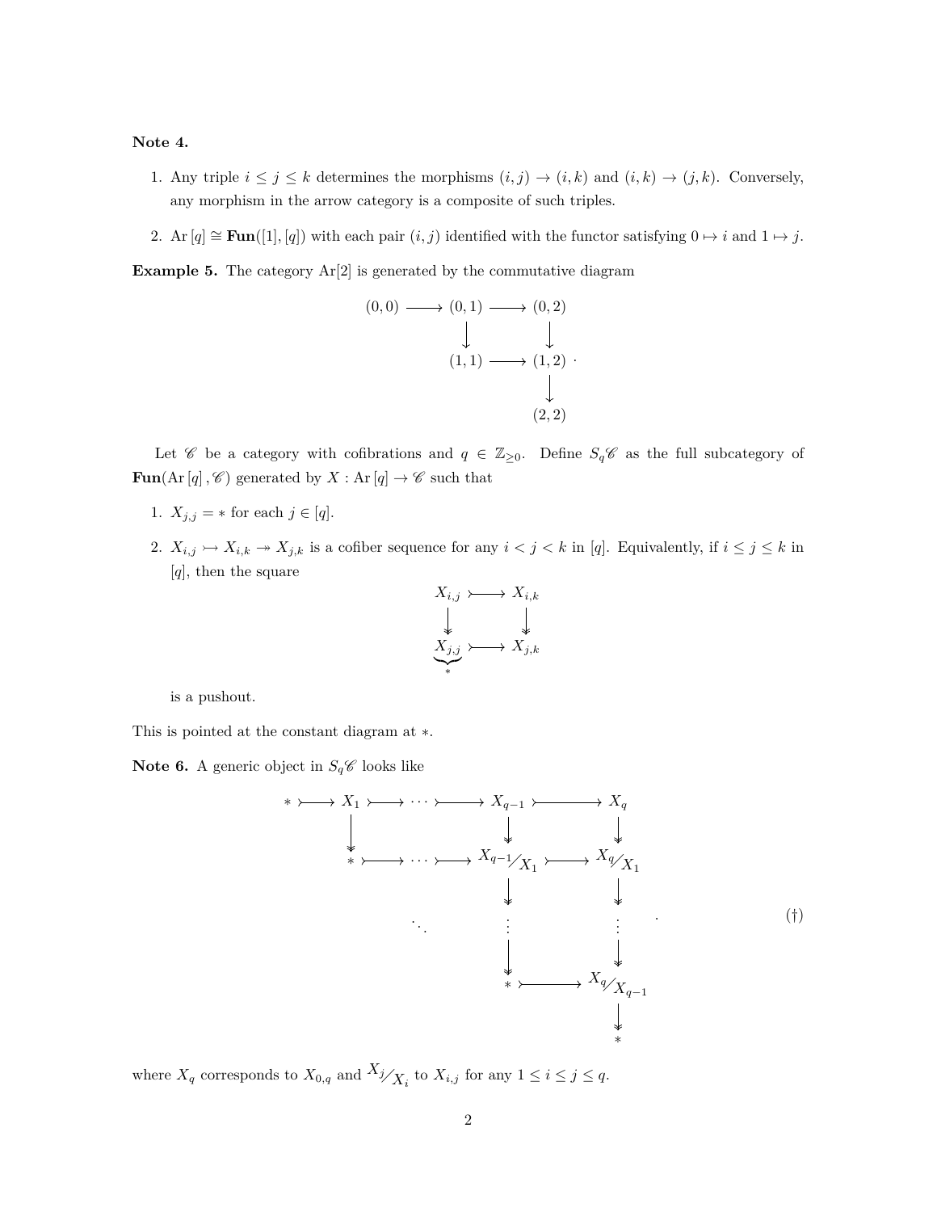**Note 4.**

1. Any triple $i \leq j \leq k$ determines the morphisms $(i,j) \to (i,k)$ and $(i,k) \to (j,k)$. Conversely, any morphism in the arrow category is a composite of such triples.

2. $\mathrm{Ar}\,[q] \cong \mathbf{Fun}([1],[q])$ with each pair $(i,j)$ identified with the functor satisfying $0 \mapsto i$ and $1 \mapsto j$.

**Example 5.** The category $\mathrm{Ar}[2]$ is generated by the commutative diagram

$$
\begin{array}{ccccc}
(0,0) & \longrightarrow & (0,1) & \longrightarrow & (0,2) \\
 & & \downarrow & & \downarrow \\
 & & (1,1) & \longrightarrow & (1,2) \\
 & & & & \downarrow \\
 & & & & (2,2)
\end{array}
.
$$

Let $\mathscr{C}$ be a category with cofibrations and $q \in \mathbb{Z}_{\geq 0}$. Define $S_q\mathscr{C}$ as the full subcategory of $\mathbf{Fun}(\mathrm{Ar}\,[q]\,,\mathscr{C})$ generated by $X : \mathrm{Ar}\,[q] \to \mathscr{C}$ such that

1. $X_{j,j} = *$ for each $j \in [q]$.

2. $X_{i,j} \rightarrowtail X_{i,k} \twoheadrightarrow X_{j,k}$ is a cofiber sequence for any $i < j < k$ in $[q]$. Equivalently, if $i \leq j \leq k$ in $[q]$, then the square

$$
\begin{array}{ccc}
X_{i,j} & \rightarrowtail & X_{i,k} \\
\downarrow & & \downarrow \\
\underbrace{X_{j,j}}_{*} & \rightarrowtail & X_{j,k}
\end{array}
$$

is a pushout.

This is pointed at the constant diagram at $*$.

**Note 6.** A generic object in $S_q\mathscr{C}$ looks like

$$
\begin{array}{ccccccc}
* & \rightarrowtail & X_1 & \rightarrowtail \cdots \rightarrowtail & X_{q-1} & \rightarrowtail & X_q \\
 & & \downarrow & & \downarrow & & \downarrow \\
 & & * & \rightarrowtail \cdots \rightarrowtail & X_{q-1}/X_1 & \rightarrowtail & X_q/X_1 \\
 & & & & \downarrow & & \downarrow \\
 & & & \ddots & \vdots & & \vdots \\
 & & & & \downarrow & & \downarrow \\
 & & & & * & \rightarrowtail & X_q/X_{q-1} \\
 & & & & & & \downarrow \\
 & & & & & & *
\end{array}
\qquad (\dagger)
$$

where $X_q$ corresponds to $X_{0,q}$ and $X_j/X_i$ to $X_{i,j}$ for any $1 \leq i \leq j \leq q$.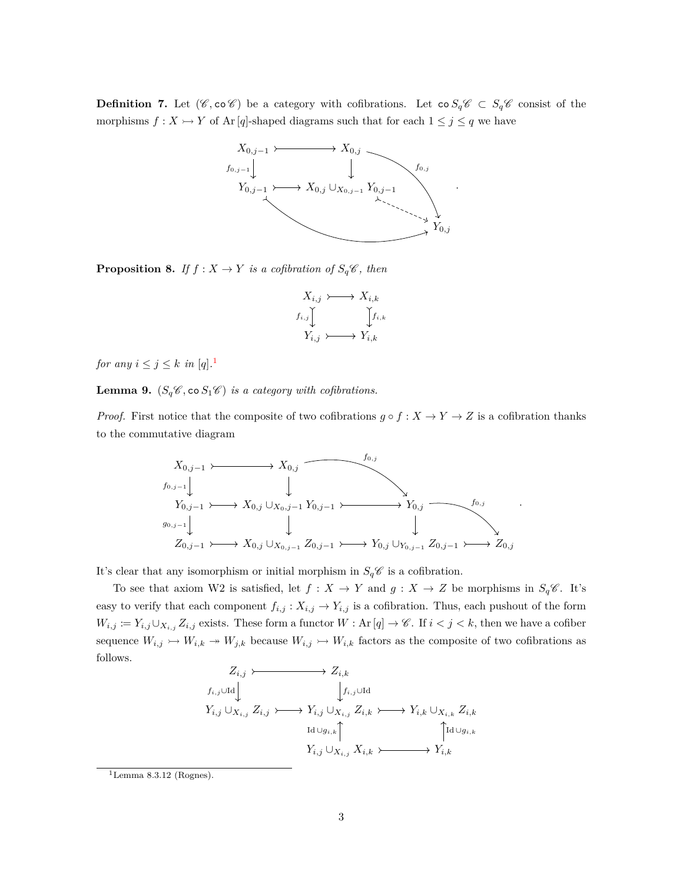**Definition 7.** Let $(\mathscr{C}, \mathsf{co}\,\mathscr{C})$ be a category with cofibrations. Let $\mathsf{co}\, S_q\mathscr{C} \subset S_q\mathscr{C}$ consist of the morphisms $f : X \rightarrowtail Y$ of $\mathrm{Ar}\,[q]$-shaped diagrams such that for each $1 \leq j \leq q$ we have

$$
\begin{array}{ccccc}
X_{0,j-1} & \rightarrowtail & X_{0,j} & & \\
\downarrow{\scriptstyle f_{0,j-1}} & & \downarrow & \searrow^{f_{0,j}} & \\
Y_{0,j-1} & \rightarrowtail & X_{0,j} \cup_{X_{0,j-1}} Y_{0,j-1} & \dashrightarrow & Y_{0,j}
\end{array}
$$

with $Y_{0,j-1} \rightarrowtail Y_{0,j}$ and $X_{0,j} \cup_{X_{0,j-1}} Y_{0,j-1} \rightarrowtail Y_{0,j}$ (dashed).

**Proposition 8.** *If $f : X \to Y$ is a cofibration of $S_q\mathscr{C}$, then*

$$
\begin{array}{ccc}
X_{i,j} & \rightarrowtail & X_{i,k} \\
{\scriptstyle f_{i,j}}\downarrow & & \downarrow{\scriptstyle f_{i,k}} \\
Y_{i,j} & \rightarrowtail & Y_{i,k}
\end{array}
$$

*for any $i \leq j \leq k$ in $[q]$.*[1]

**Lemma 9.** $(S_q\mathscr{C}, \mathsf{co}\, S_1\mathscr{C})$ *is a category with cofibrations.*

*Proof.* First notice that the composite of two cofibrations $g \circ f : X \to Y \to Z$ is a cofibration thanks to the commutative diagram

$$
\begin{array}{ccccccc}
X_{0,j-1} & \rightarrowtail & X_{0,j} & \xrightarrow{f_{0,j}} & & & \\
\downarrow{\scriptstyle f_{0,j-1}} & & \downarrow & & & & \\
Y_{0,j-1} & \rightarrowtail & X_{0,j} \cup_{X_{0,j-1}} Y_{0,j-1} & \rightarrowtail & Y_{0,j} & \xrightarrow{f_{0,j}} & \\
\downarrow{\scriptstyle g_{0,j-1}} & & \downarrow & & \downarrow & & \\
Z_{0,j-1} & \rightarrowtail & X_{0,j} \cup_{X_{0,j-1}} Z_{0,j-1} & \rightarrowtail & Y_{0,j} \cup_{Y_{0,j-1}} Z_{0,j-1} & \rightarrowtail & Z_{0,j}
\end{array}
$$

It's clear that any isomorphism or initial morphism in $S_q\mathscr{C}$ is a cofibration.

To see that axiom W2 is satisfied, let $f : X \to Y$ and $g : X \to Z$ be morphisms in $S_q\mathscr{C}$. It's easy to verify that each component $f_{i,j} : X_{i,j} \to Y_{i,j}$ is a cofibration. Thus, each pushout of the form $W_{i,j} := Y_{i,j} \cup_{X_{i,j}} Z_{i,j}$ exists. These form a functor $W : \mathrm{Ar}\,[q] \to \mathscr{C}$. If $i < j < k$, then we have a cofiber sequence $W_{i,j} \rightarrowtail W_{i,k} \twoheadrightarrow W_{j,k}$ because $W_{i,j} \rightarrowtail W_{i,k}$ factors as the composite of two cofibrations as follows.

$$
\begin{array}{ccccc}
Z_{i,j} & \rightarrowtail & Z_{i,k} & & \\
{\scriptstyle f_{i,j}\cup \mathrm{Id}}\downarrow & & \downarrow{\scriptstyle f_{i,j}\cup \mathrm{Id}} & & \\
Y_{i,j} \cup_{X_{i,j}} Z_{i,j} & \rightarrowtail & Y_{i,j} \cup_{X_{i,j}} Z_{i,k} & \rightarrowtail & Y_{i,k} \cup_{X_{i,k}} Z_{i,k} \\
& & {\scriptstyle \mathrm{Id}\cup g_{i,k}}\uparrow & & \uparrow{\scriptstyle \mathrm{Id}\cup g_{i,k}} \\
& & Y_{i,j} \cup_{X_{i,j}} X_{i,k} & \rightarrowtail & Y_{i,k}
\end{array}
$$

[1] Lemma 8.3.12 (Rognes).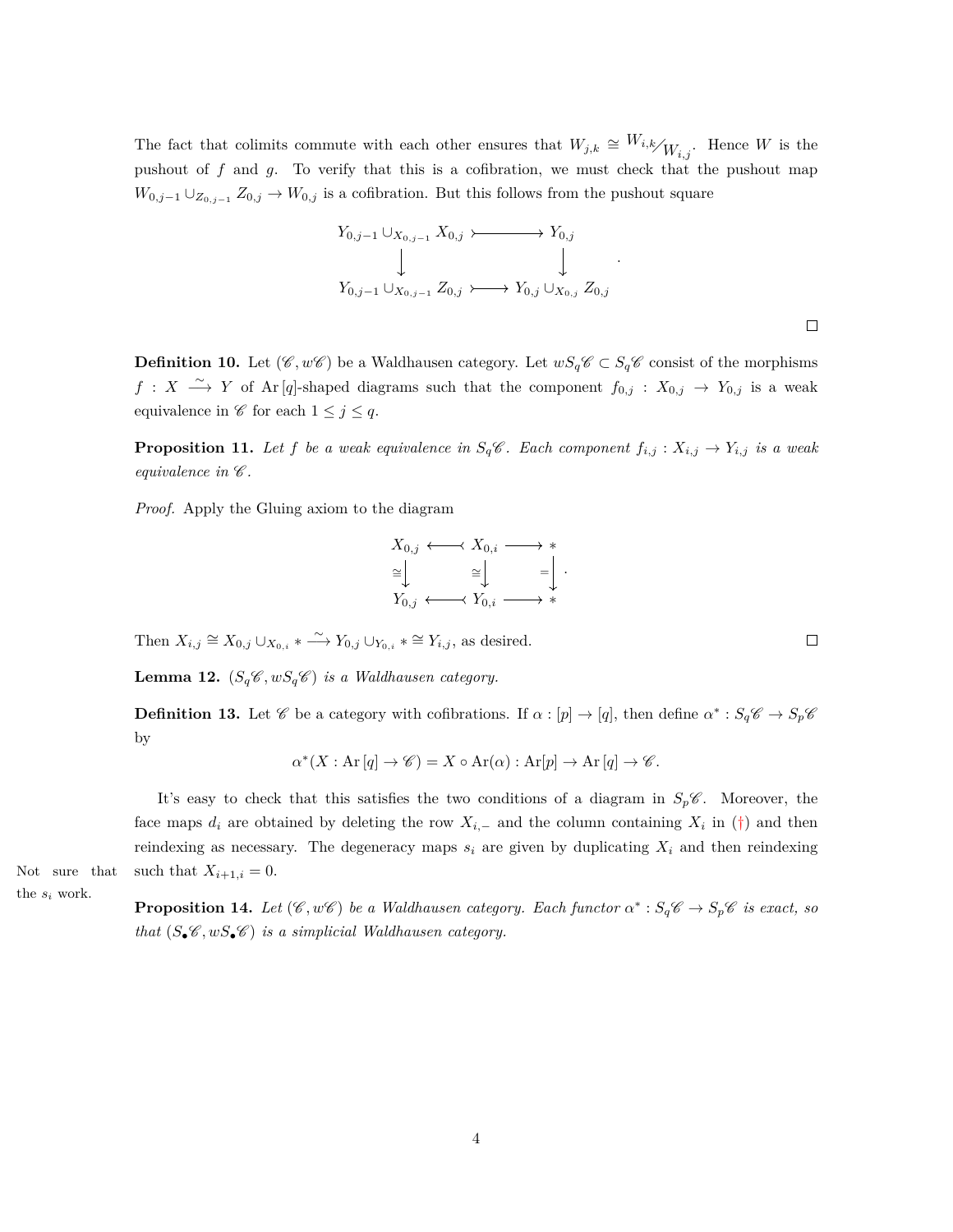The fact that colimits commute with each other ensures that $W_{j,k} \cong {}^{W_{i,k}}\!/\!_{W_{i,j}}$. Hence $W$ is the pushout of $f$ and $g$. To verify that this is a cofibration, we must check that the pushout map $W_{0,j-1} \cup_{Z_{0,j-1}} Z_{0,j} \to W_{0,j}$ is a cofibration. But this follows from the pushout square

$$\begin{array}{ccc} Y_{0,j-1} \cup_{X_{0,j-1}} X_{0,j} & \rightarrowtail & Y_{0,j} \\ \downarrow & & \downarrow \\ Y_{0,j-1} \cup_{X_{0,j-1}} Z_{0,j} & \rightarrowtail & Y_{0,j} \cup_{X_{0,j}} Z_{0,j} \end{array}.$$

□

**Definition 10.** Let $(\mathscr{C}, w\mathscr{C})$ be a Waldhausen category. Let $wS_q\mathscr{C} \subset S_q\mathscr{C}$ consist of the morphisms $f : X \xrightarrow{\sim} Y$ of $\mathrm{Ar}\,[q]$-shaped diagrams such that the component $f_{0,j} : X_{0,j} \to Y_{0,j}$ is a weak equivalence in $\mathscr{C}$ for each $1 \le j \le q$.

**Proposition 11.** *Let $f$ be a weak equivalence in $S_q\mathscr{C}$. Each component $f_{i,j} : X_{i,j} \to Y_{i,j}$ is a weak equivalence in $\mathscr{C}$.*

*Proof.* Apply the Gluing axiom to the diagram

$$\begin{array}{ccccc} X_{0,j} & \leftarrowtail & X_{0,i} & \longrightarrow & * \\ \cong\downarrow & & \cong\downarrow & & =\downarrow \\ Y_{0,j} & \leftarrowtail & Y_{0,i} & \longrightarrow & * \end{array}.$$

Then $X_{i,j} \cong X_{0,j} \cup_{X_{0,i}} * \xrightarrow{\sim} Y_{0,j} \cup_{Y_{0,i}} * \cong Y_{i,j}$, as desired. □

**Lemma 12.** *$(S_q\mathscr{C}, wS_q\mathscr{C})$ is a Waldhausen category.*

**Definition 13.** Let $\mathscr{C}$ be a category with cofibrations. If $\alpha : [p] \to [q]$, then define $\alpha^* : S_q\mathscr{C} \to S_p\mathscr{C}$ by

$$\alpha^*(X : \mathrm{Ar}\,[q] \to \mathscr{C}) = X \circ \mathrm{Ar}(\alpha) : \mathrm{Ar}[p] \to \mathrm{Ar}\,[q] \to \mathscr{C}.$$

It's easy to check that this satisfies the two conditions of a diagram in $S_p\mathscr{C}$. Moreover, the face maps $d_i$ are obtained by deleting the row $X_{i,-}$ and the column containing $X_i$ in (†) and then reindexing as necessary. The degeneracy maps $s_i$ are given by duplicating $X_i$ and then reindexing such that $X_{i+1,i} = 0$.

Not sure that the $s_i$ work.

**Proposition 14.** *Let $(\mathscr{C}, w\mathscr{C})$ be a Waldhausen category. Each functor $\alpha^* : S_q\mathscr{C} \to S_p\mathscr{C}$ is exact, so that $(S_\bullet\mathscr{C}, wS_\bullet\mathscr{C})$ is a simplicial Waldhausen category.*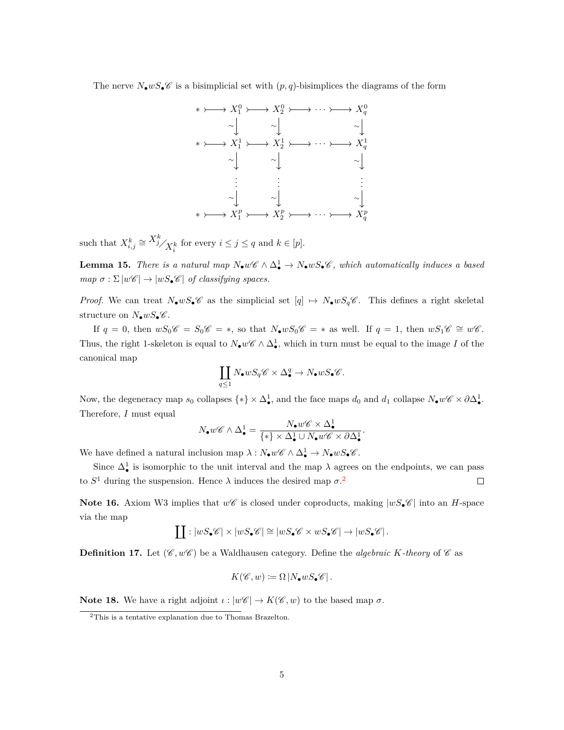The nerve $N_\bullet wS_\bullet\mathscr{C}$ is a bisimplicial set with $(p,q)$-bisimplices the diagrams of the form

$$
\begin{array}{ccccccccc}
* & \rightarrowtail & X_1^0 & \rightarrowtail & X_2^0 & \rightarrowtail & \cdots & \rightarrowtail & X_q^0 \\
 & & \downarrow{\scriptstyle\sim} & & \downarrow{\scriptstyle\sim} & & & & \downarrow{\scriptstyle\sim} \\
* & \rightarrowtail & X_1^1 & \rightarrowtail & X_2^1 & \rightarrowtail & \cdots & \rightarrowtail & X_q^1 \\
 & & \downarrow{\scriptstyle\sim} & & \downarrow{\scriptstyle\sim} & & & & \downarrow{\scriptstyle\sim} \\
 & & \vdots & & \vdots & & & & \vdots \\
 & & \downarrow{\scriptstyle\sim} & & \downarrow{\scriptstyle\sim} & & & & \downarrow{\scriptstyle\sim} \\
* & \rightarrowtail & X_1^p & \rightarrowtail & X_2^p & \rightarrowtail & \cdots & \rightarrowtail & X_q^p
\end{array}
$$

such that $X_{i,j}^k \cong X_j^k / X_i^k$ for every $i \leq j \leq q$ and $k \in [p]$.

**Lemma 15.** *There is a natural map $N_\bullet w\mathscr{C} \wedge \Delta_\bullet^1 \to N_\bullet wS_\bullet\mathscr{C}$, which automatically induces a based map $\sigma : \Sigma\,|w\mathscr{C}| \to |wS_\bullet\mathscr{C}|$ of classifying spaces.*

*Proof.* We can treat $N_\bullet wS_\bullet\mathscr{C}$ as the simplicial set $[q] \mapsto N_\bullet wS_q\mathscr{C}$. This defines a right skeletal structure on $N_\bullet wS_\bullet\mathscr{C}$.

If $q = 0$, then $wS_0\mathscr{C} = S_0\mathscr{C} = *$, so that $N_\bullet wS_0\mathscr{C} = *$ as well. If $q = 1$, then $wS_1\mathscr{C} \cong w\mathscr{C}$. Thus, the right 1-skeleton is equal to $N_\bullet w\mathscr{C} \wedge \Delta_\bullet^1$, which in turn must be equal to the image $I$ of the canonical map

$$\coprod_{q \leq 1} N_\bullet wS_q\mathscr{C} \times \Delta_\bullet^q \to N_\bullet wS_\bullet\mathscr{C}.$$

Now, the degeneracy map $s_0$ collapses $\{*\} \times \Delta_\bullet^1$, and the face maps $d_0$ and $d_1$ collapse $N_\bullet w\mathscr{C} \times \partial\Delta_\bullet^1$. Therefore, $I$ must equal

$$N_\bullet w\mathscr{C} \wedge \Delta_\bullet^1 = \frac{N_\bullet w\mathscr{C} \times \Delta_\bullet^1}{\{*\} \times \Delta_\bullet^1 \cup N_\bullet w\mathscr{C} \times \partial\Delta_\bullet^1}.$$

We have defined a natural inclusion map $\lambda : N_\bullet w\mathscr{C} \wedge \Delta_\bullet^1 \to N_\bullet wS_\bullet\mathscr{C}$.

Since $\Delta_\bullet^1$ is isomorphic to the unit interval and the map $\lambda$ agrees on the endpoints, we can pass to $S^1$ during the suspension. Hence $\lambda$ induces the desired map $\sigma$.[2] □

**Note 16.** Axiom W3 implies that $w\mathscr{C}$ is closed under coproducts, making $|wS_\bullet\mathscr{C}|$ into an $H$-space via the map

$$\coprod : |wS_\bullet\mathscr{C}| \times |wS_\bullet\mathscr{C}| \cong |wS_\bullet\mathscr{C} \times wS_\bullet\mathscr{C}| \to |wS_\bullet\mathscr{C}|.$$

**Definition 17.** Let $(\mathscr{C}, w\mathscr{C})$ be a Waldhausen category. Define the *algebraic $K$-theory* of $\mathscr{C}$ as

$$K(\mathscr{C}, w) \coloneqq \Omega\,|N_\bullet wS_\bullet\mathscr{C}|.$$

**Note 18.** We have a right adjoint $\iota : |w\mathscr{C}| \to K(\mathscr{C}, w)$ to the based map $\sigma$.

[2] This is a tentative explanation due to Thomas Brazelton.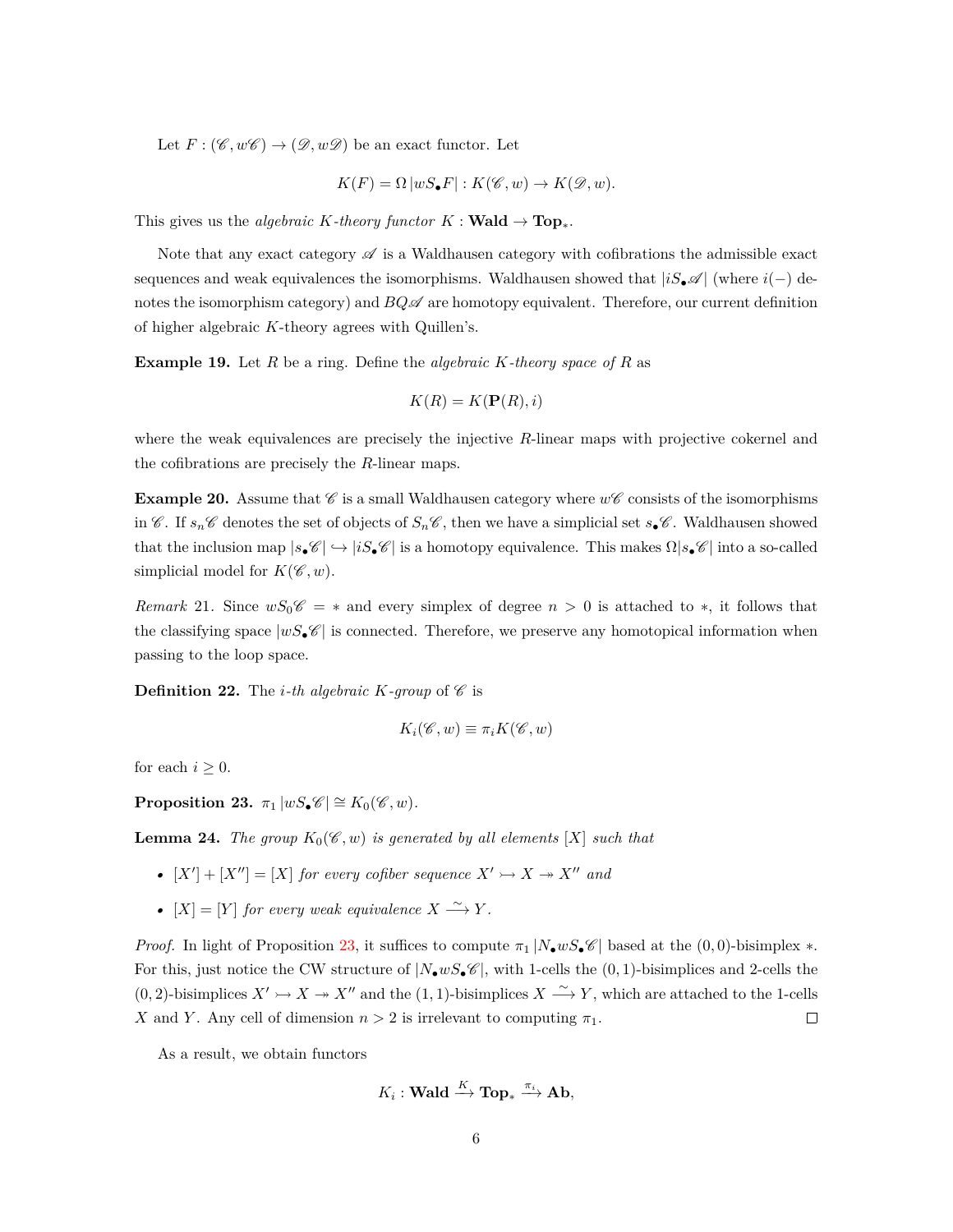Let $F : (\mathscr{C}, w\mathscr{C}) \to (\mathscr{D}, w\mathscr{D})$ be an exact functor. Let

$$K(F) = \Omega\, |wS_\bullet F| : K(\mathscr{C}, w) \to K(\mathscr{D}, w).$$

This gives us the *algebraic K-theory functor* $K : \mathbf{Wald} \to \mathbf{Top}_*$.

Note that any exact category $\mathscr{A}$ is a Waldhausen category with cofibrations the admissible exact sequences and weak equivalences the isomorphisms. Waldhausen showed that $|iS_\bullet \mathscr{A}|$ (where $i(-)$ denotes the isomorphism category) and $BQ\mathscr{A}$ are homotopy equivalent. Therefore, our current definition of higher algebraic $K$-theory agrees with Quillen's.

**Example 19.** Let $R$ be a ring. Define the *algebraic K-theory space of R* as

$$K(R) = K(\mathbf{P}(R), i)$$

where the weak equivalences are precisely the injective $R$-linear maps with projective cokernel and the cofibrations are precisely the $R$-linear maps.

**Example 20.** Assume that $\mathscr{C}$ is a small Waldhausen category where $w\mathscr{C}$ consists of the isomorphisms in $\mathscr{C}$. If $s_n\mathscr{C}$ denotes the set of objects of $S_n\mathscr{C}$, then we have a simplicial set $s_\bullet\mathscr{C}$. Waldhausen showed that the inclusion map $|s_\bullet\mathscr{C}| \hookrightarrow |iS_\bullet\mathscr{C}|$ is a homotopy equivalence. This makes $\Omega|s_\bullet\mathscr{C}|$ into a so-called simplicial model for $K(\mathscr{C}, w)$.

*Remark* 21. Since $wS_0\mathscr{C} = *$ and every simplex of degree $n > 0$ is attached to $*$, it follows that the classifying space $|wS_\bullet\mathscr{C}|$ is connected. Therefore, we preserve any homotopical information when passing to the loop space.

**Definition 22.** The *i-th algebraic K-group* of $\mathscr{C}$ is

$$K_i(\mathscr{C}, w) \equiv \pi_i K(\mathscr{C}, w)$$

for each $i \geq 0$.

**Proposition 23.** $\pi_1\, |wS_\bullet\mathscr{C}| \cong K_0(\mathscr{C}, w)$.

**Lemma 24.** *The group $K_0(\mathscr{C}, w)$ is generated by all elements $[X]$ such that*

- *$[X'] + [X''] = [X]$ for every cofiber sequence $X' \rightarrowtail X \twoheadrightarrow X''$ and*
- *$[X] = [Y]$ for every weak equivalence $X \xrightarrow{\sim} Y$.*

*Proof.* In light of Proposition 23, it suffices to compute $\pi_1\, |N_\bullet wS_\bullet\mathscr{C}|$ based at the $(0,0)$-bisimplex $*$. For this, just notice the CW structure of $|N_\bullet wS_\bullet\mathscr{C}|$, with 1-cells the $(0,1)$-bisimplices and 2-cells the $(0,2)$-bisimplices $X' \rightarrowtail X \twoheadrightarrow X''$ and the $(1,1)$-bisimplices $X \xrightarrow{\sim} Y$, which are attached to the 1-cells $X$ and $Y$. Any cell of dimension $n > 2$ is irrelevant to computing $\pi_1$. $\square$

As a result, we obtain functors

$$K_i : \mathbf{Wald} \xrightarrow{K} \mathbf{Top}_* \xrightarrow{\pi_i} \mathbf{Ab},$$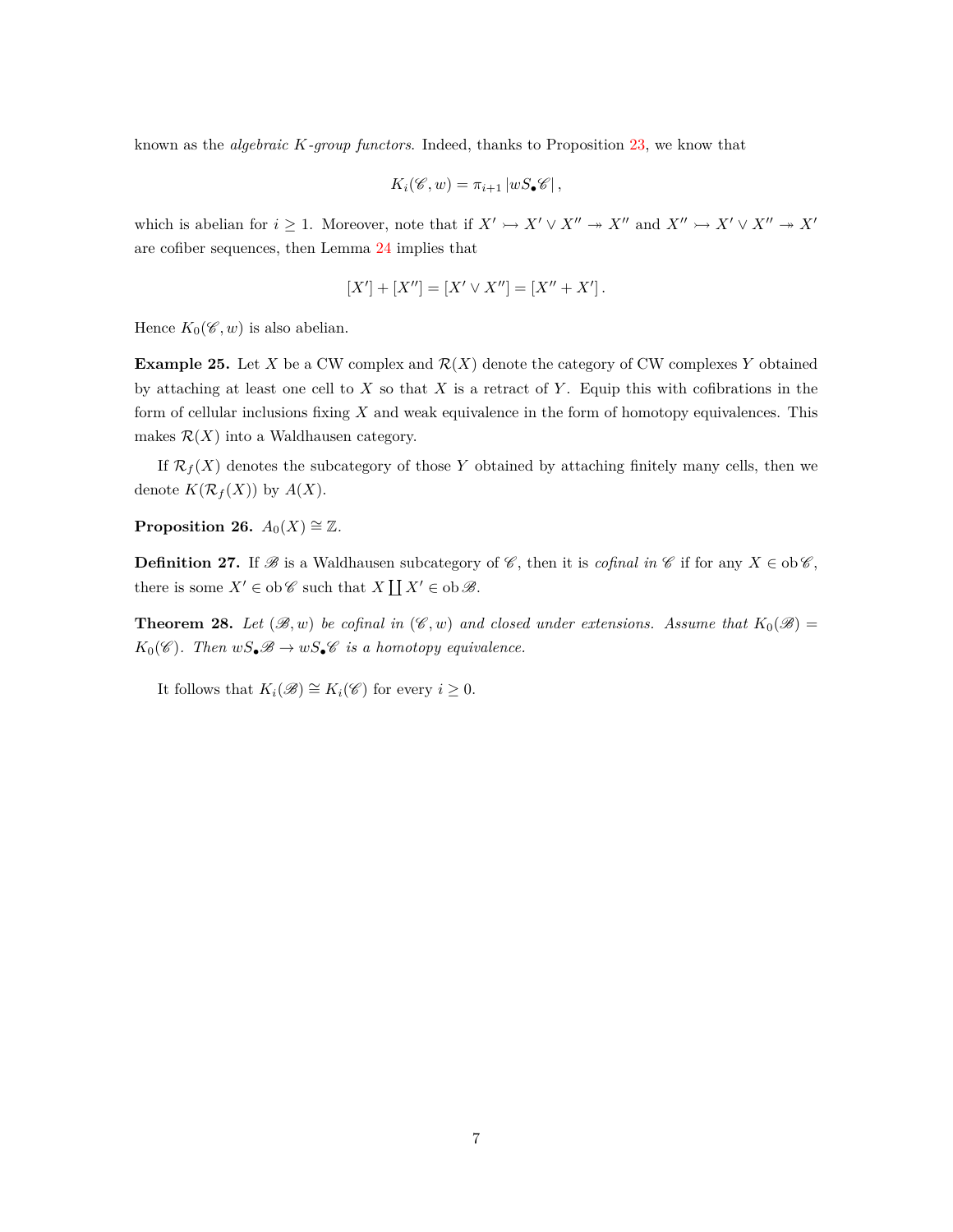known as the *algebraic K-group functors*. Indeed, thanks to Proposition 23, we know that

$$K_i(\mathscr{C}, w) = \pi_{i+1} \left| wS_\bullet \mathscr{C} \right|,$$

which is abelian for $i \geq 1$. Moreover, note that if $X' \rightarrowtail X' \vee X'' \twoheadrightarrow X''$ and $X'' \rightarrowtail X' \vee X'' \twoheadrightarrow X'$ are cofiber sequences, then Lemma 24 implies that

$$[X'] + [X''] = [X' \vee X''] = [X'' + X'] .$$

Hence $K_0(\mathscr{C}, w)$ is also abelian.

**Example 25.** Let $X$ be a CW complex and $\mathcal{R}(X)$ denote the category of CW complexes $Y$ obtained by attaching at least one cell to $X$ so that $X$ is a retract of $Y$. Equip this with cofibrations in the form of cellular inclusions fixing $X$ and weak equivalence in the form of homotopy equivalences. This makes $\mathcal{R}(X)$ into a Waldhausen category.

If $\mathcal{R}_f(X)$ denotes the subcategory of those $Y$ obtained by attaching finitely many cells, then we denote $K(\mathcal{R}_f(X))$ by $A(X)$.

**Proposition 26.** $A_0(X) \cong \mathbb{Z}$.

**Definition 27.** If $\mathscr{B}$ is a Waldhausen subcategory of $\mathscr{C}$, then it is *cofinal in* $\mathscr{C}$ if for any $X \in \operatorname{ob} \mathscr{C}$, there is some $X' \in \operatorname{ob} \mathscr{C}$ such that $X \coprod X' \in \operatorname{ob} \mathscr{B}$.

**Theorem 28.** *Let $(\mathscr{B}, w)$ be cofinal in $(\mathscr{C}, w)$ and closed under extensions. Assume that $K_0(\mathscr{B}) = K_0(\mathscr{C})$. Then $wS_\bullet \mathscr{B} \to wS_\bullet \mathscr{C}$ is a homotopy equivalence.*

It follows that $K_i(\mathscr{B}) \cong K_i(\mathscr{C})$ for every $i \geq 0$.